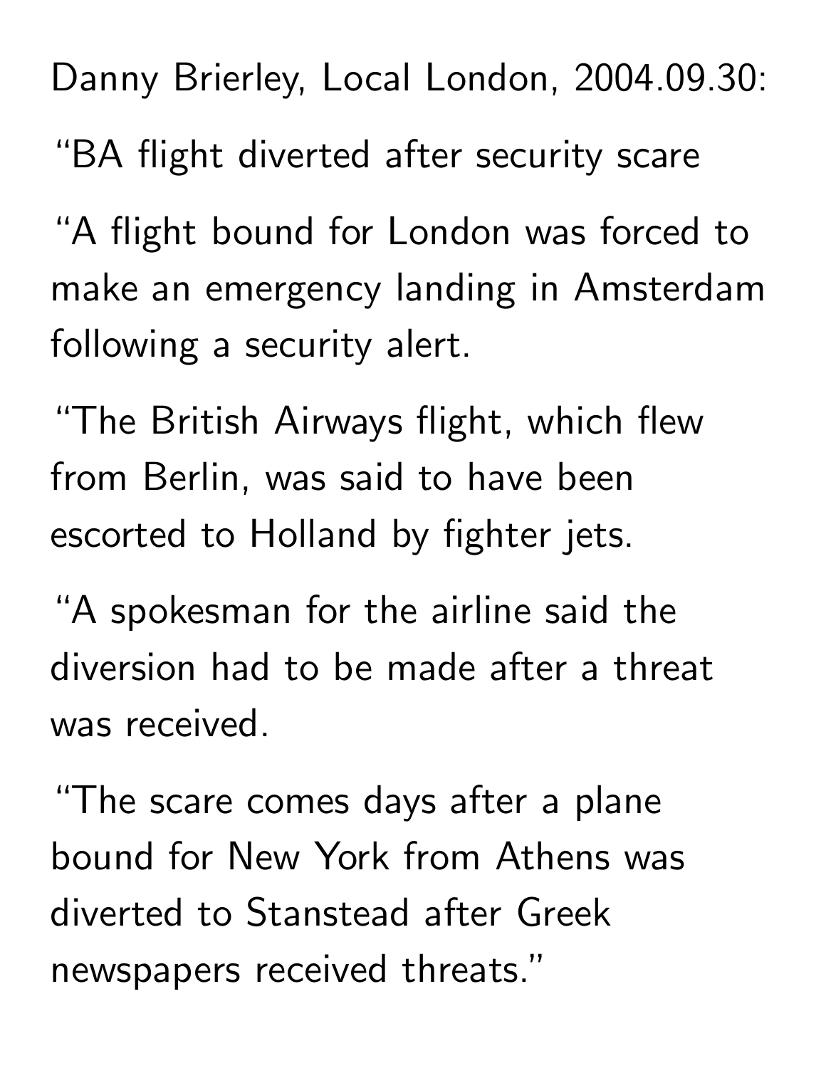Danny Brierley, Local London, 2004.09.30:

“BA flight diverted after security scare

“A flight bound for London was forced to make an emergency landing in Amsterdam following a security alert.

“The British Airways flight, which flew from Berlin, was said to have been escorted to Holland by fighter jets.

“A spokesman for the airline said the diversion had to be made after a threat was received.

“The scare comes days after a plane bound for New York from Athens was diverted to Stanstead after Greek newspapers received threats.”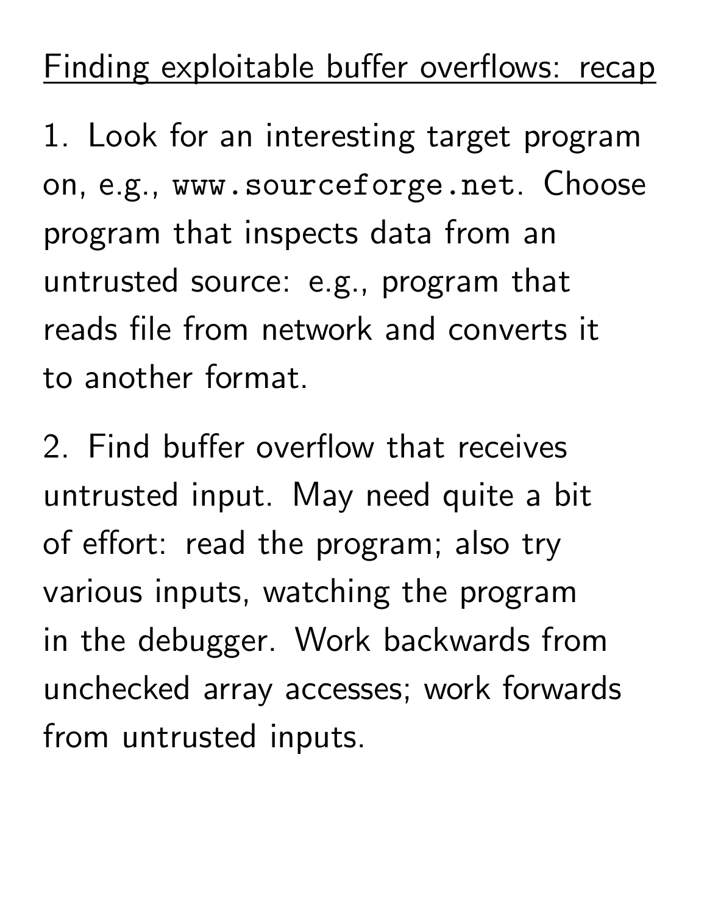## Finding exploitable buffer overflows: recap

1. Look for an interesting target program on, e.g., `www.sourceforge.net`. Choose program that inspects data from an untrusted source: e.g., program that reads file from network and converts it to another format.

2. Find buffer overflow that receives untrusted input. May need quite a bit of effort: read the program; also try various inputs, watching the program in the debugger. Work backwards from unchecked array accesses; work forwards from untrusted inputs.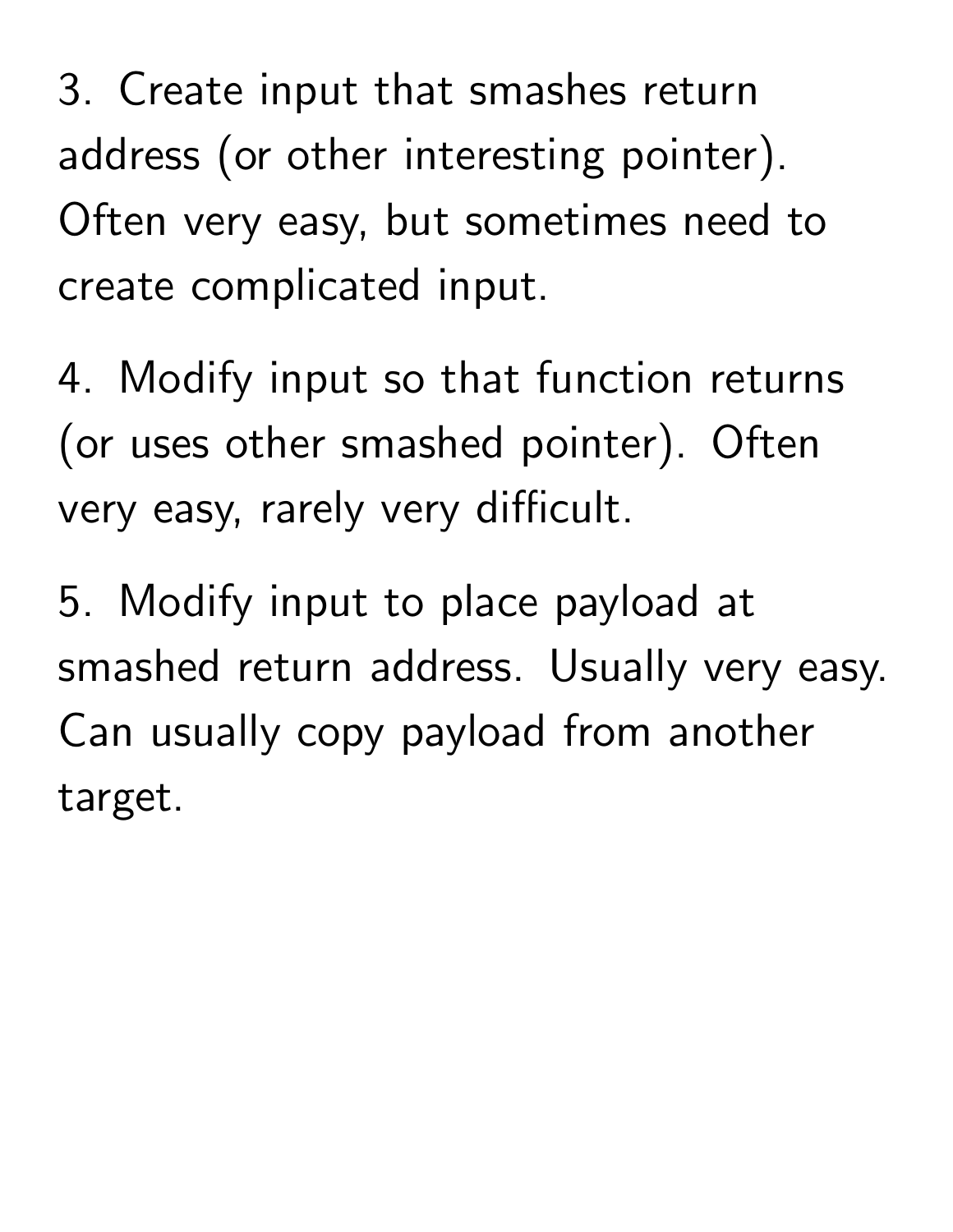3. Create input that smashes return address (or other interesting pointer). Often very easy, but sometimes need to create complicated input.

4. Modify input so that function returns (or uses other smashed pointer). Often very easy, rarely very difficult.

5. Modify input to place payload at smashed return address. Usually very easy. Can usually copy payload from another target.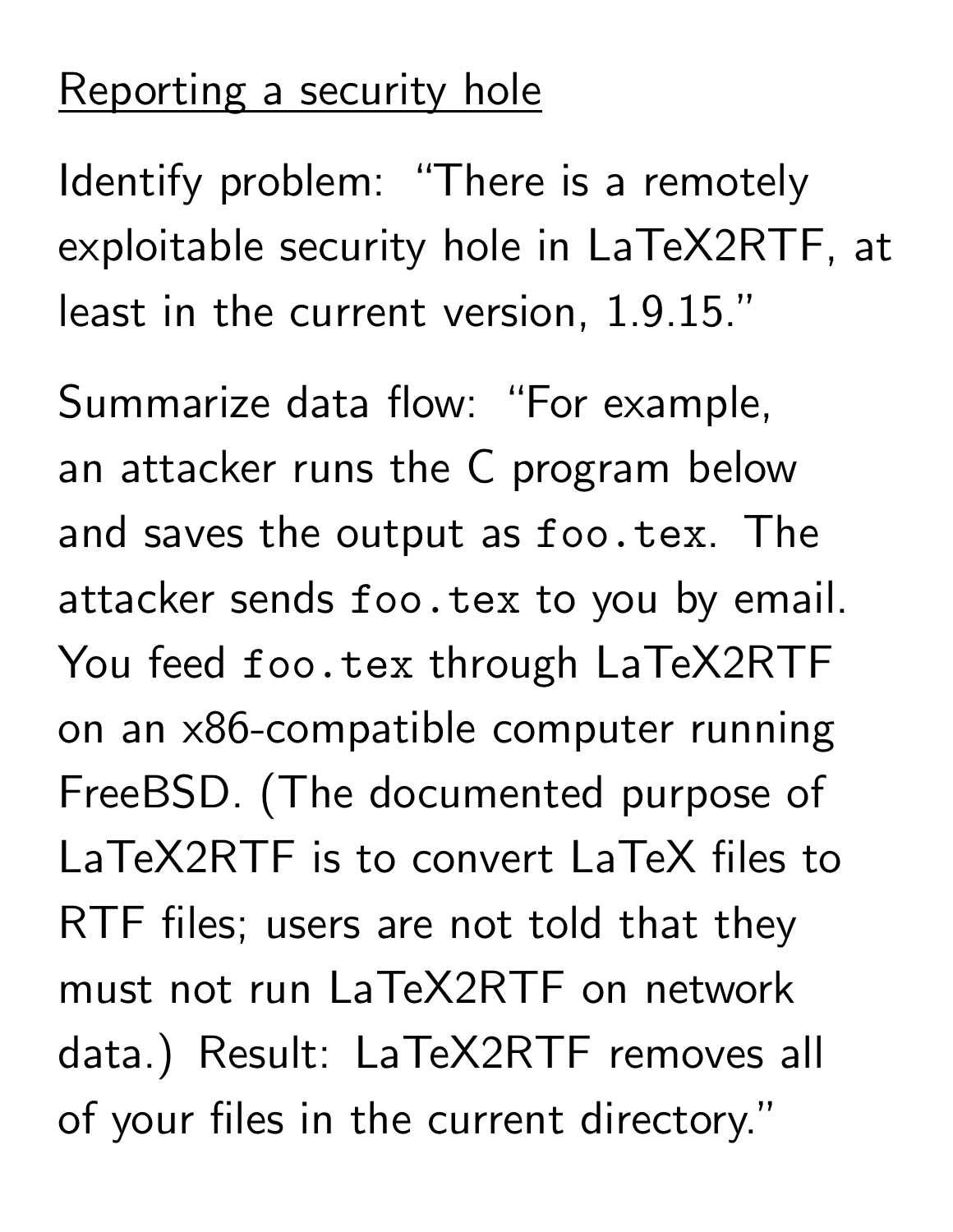## Reporting a security hole

Identify problem: "There is a remotely exploitable security hole in LaTeX2RTF, at least in the current version, 1.9.15."

Summarize data flow: "For example, an attacker runs the C program below and saves the output as `foo.tex`. The attacker sends `foo.tex` to you by email. You feed `foo.tex` through LaTeX2RTF on an x86-compatible computer running FreeBSD. (The documented purpose of LaTeX2RTF is to convert LaTeX files to RTF files; users are not told that they must not run LaTeX2RTF on network data.) Result: LaTeX2RTF removes all of your files in the current directory."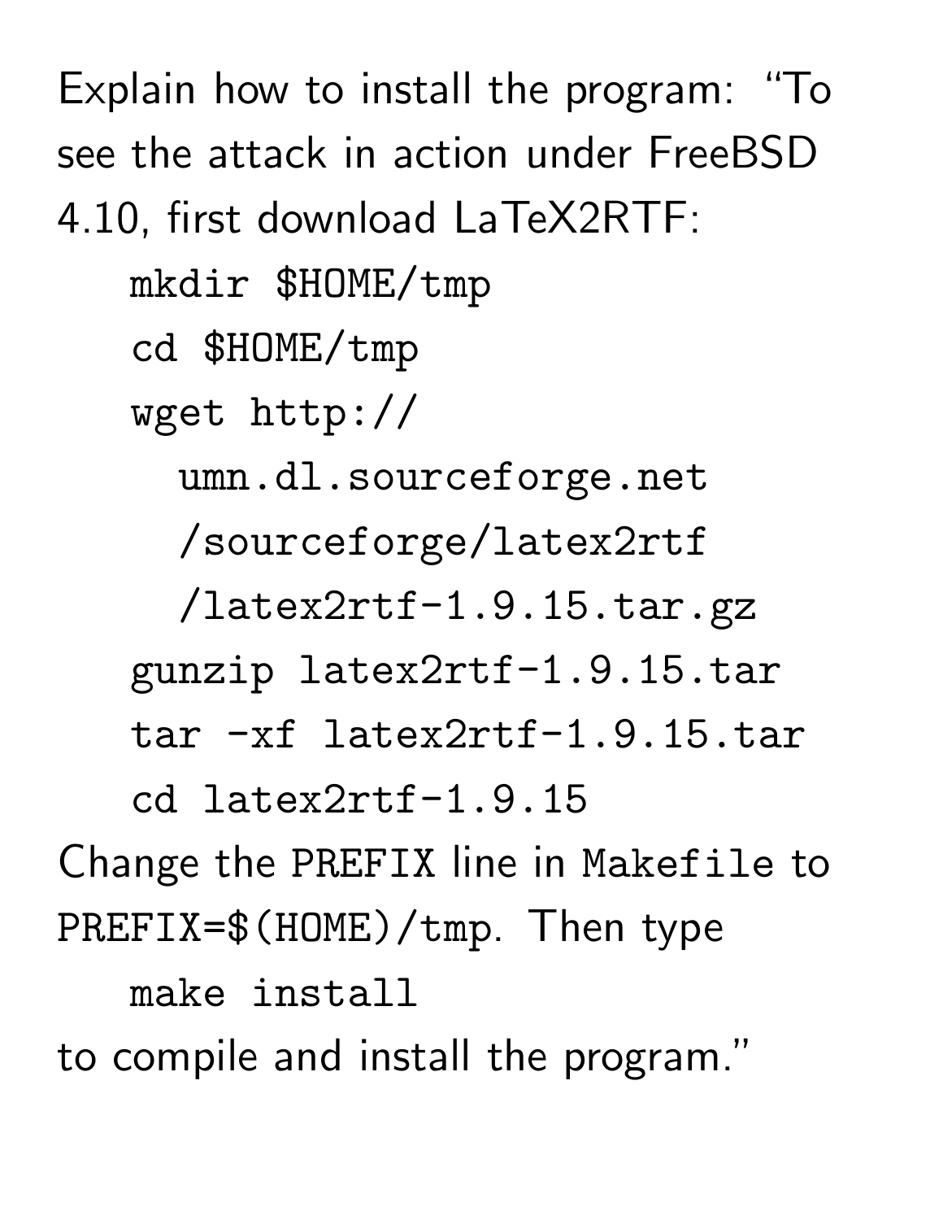Explain how to install the program: "To see the attack in action under FreeBSD 4.10, first download LaTeX2RTF:

```
mkdir $HOME/tmp
cd $HOME/tmp
wget http://
  umn.dl.sourceforge.net
  /sourceforge/latex2rtf
  /latex2rtf-1.9.15.tar.gz
gunzip latex2rtf-1.9.15.tar
tar -xf latex2rtf-1.9.15.tar
cd latex2rtf-1.9.15
```

Change the `PREFIX` line in `Makefile` to `PREFIX=$(HOME)/tmp`. Then type

```
make install
```

to compile and install the program."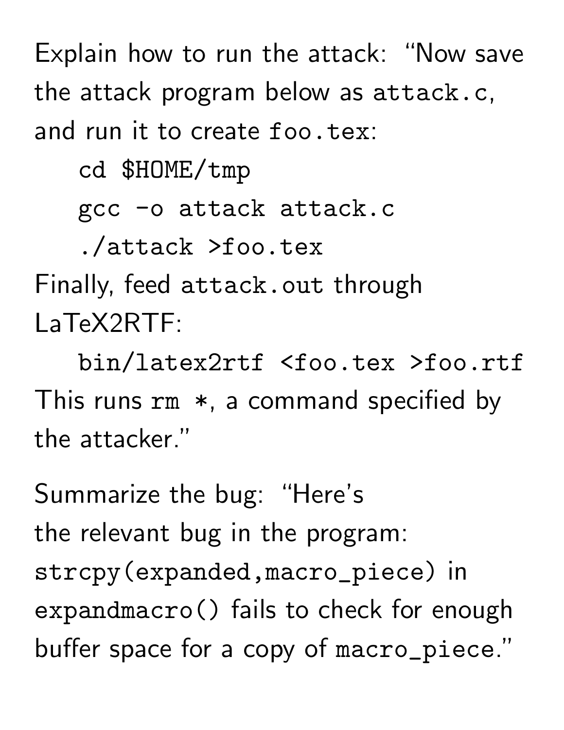Explain how to run the attack: "Now save the attack program below as `attack.c`, and run it to create `foo.tex`:

```
cd $HOME/tmp
gcc -o attack attack.c
./attack >foo.tex
```

Finally, feed `attack.out` through LaTeX2RTF:

```
bin/latex2rtf <foo.tex >foo.rtf
```

This runs `rm *`, a command specified by the attacker."

Summarize the bug: "Here's the relevant bug in the program: `strcpy(expanded,macro_piece)` in `expandmacro()` fails to check for enough buffer space for a copy of `macro_piece`."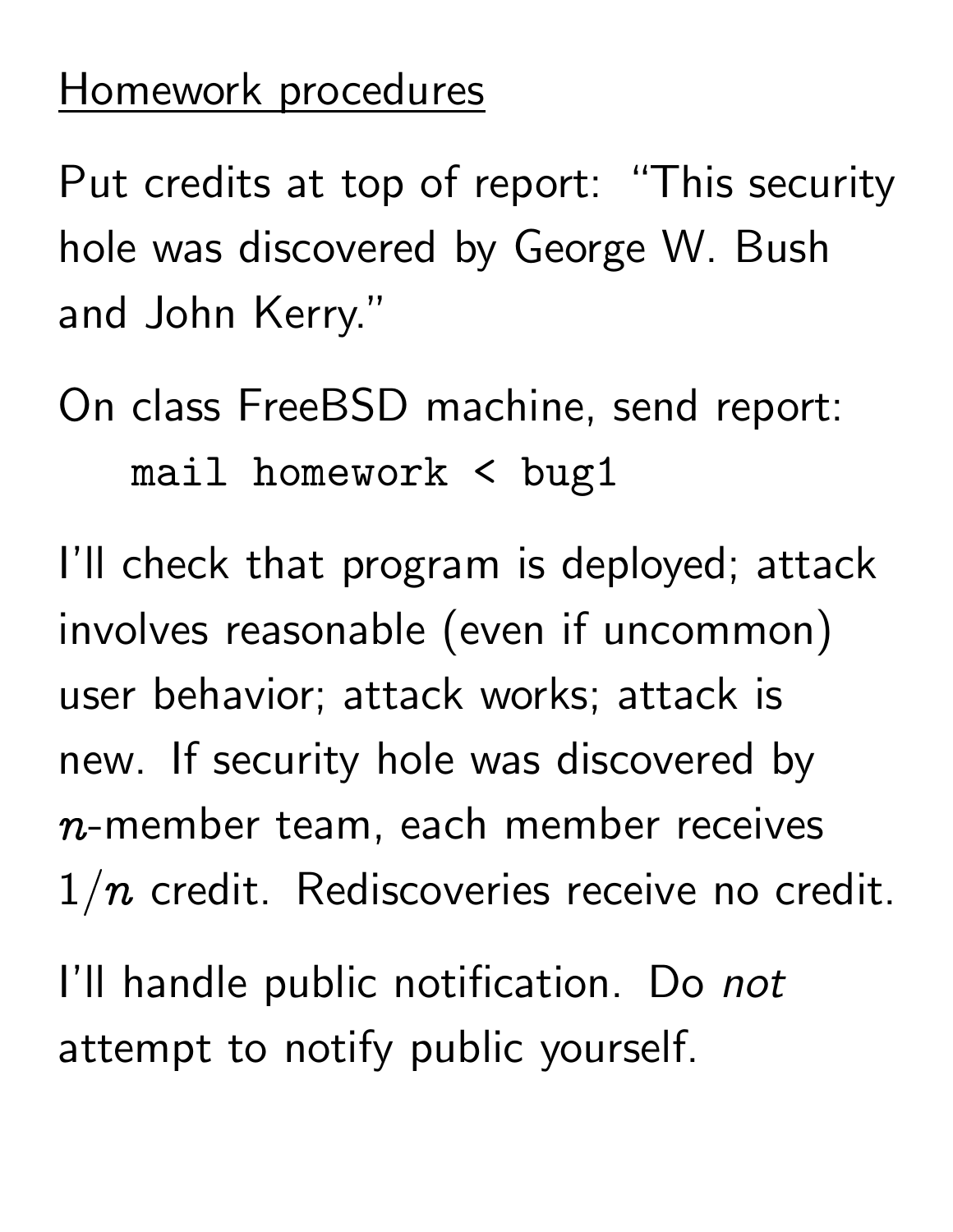## Homework procedures

Put credits at top of report: "This security hole was discovered by George W. Bush and John Kerry."

On class FreeBSD machine, send report:

```
mail homework < bug1
```

I'll check that program is deployed; attack involves reasonable (even if uncommon) user behavior; attack works; attack is new. If security hole was discovered by $n$-member team, each member receives $1/n$ credit. Rediscoveries receive no credit.

I'll handle public notification. Do *not* attempt to notify public yourself.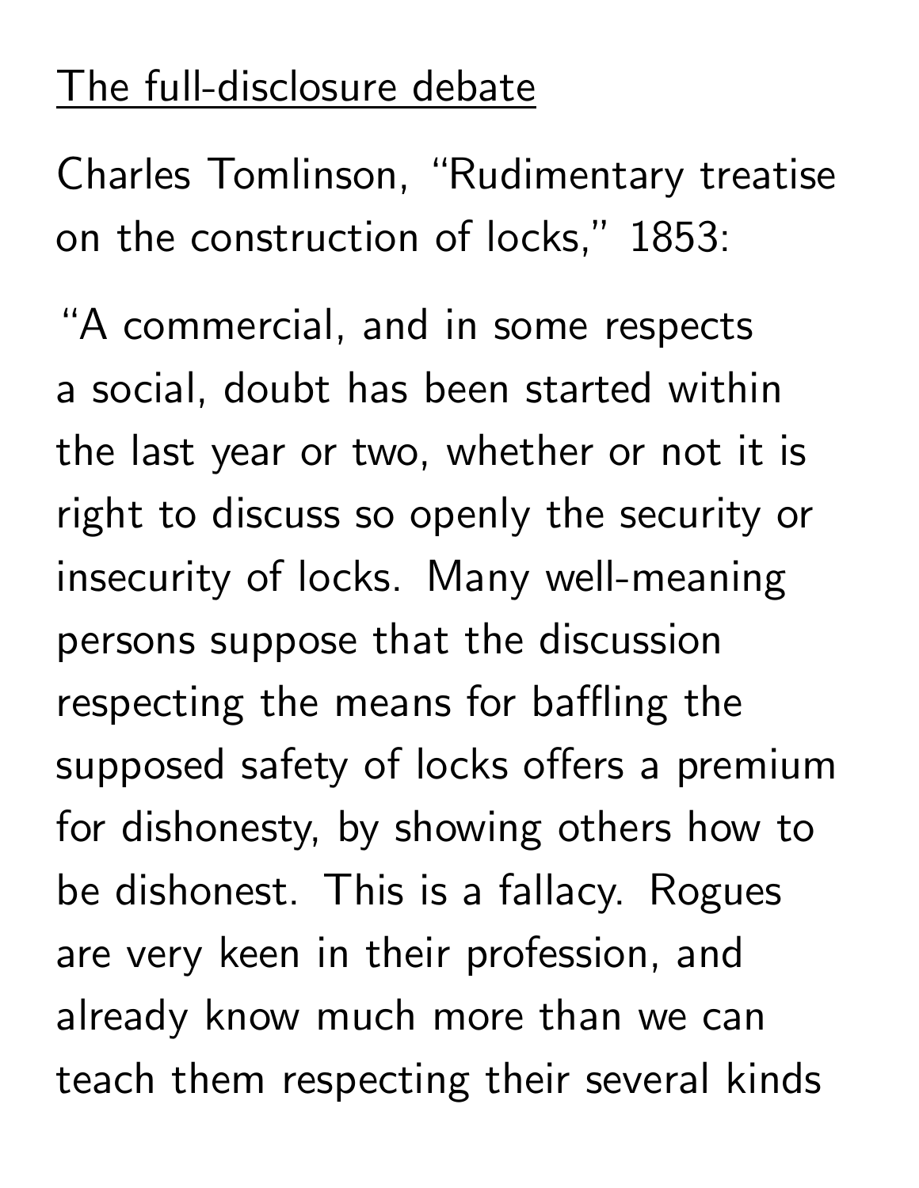<u>The full-disclosure debate</u>

Charles Tomlinson, "Rudimentary treatise on the construction of locks," 1853:

"A commercial, and in some respects a social, doubt has been started within the last year or two, whether or not it is right to discuss so openly the security or insecurity of locks. Many well-meaning persons suppose that the discussion respecting the means for baffling the supposed safety of locks offers a premium for dishonesty, by showing others how to be dishonest. This is a fallacy. Rogues are very keen in their profession, and already know much more than we can teach them respecting their several kinds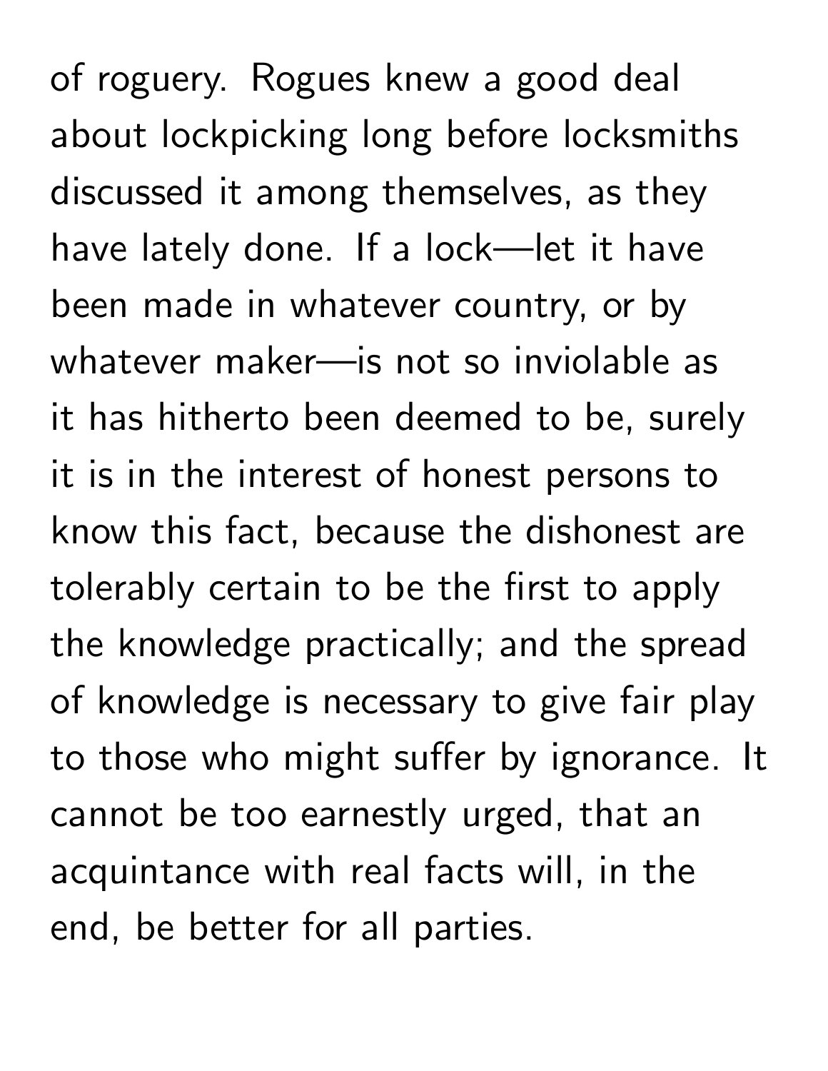of roguery. Rogues knew a good deal about lockpicking long before locksmiths discussed it among themselves, as they have lately done. If a lock—let it have been made in whatever country, or by whatever maker—is not so inviolable as it has hitherto been deemed to be, surely it is in the interest of honest persons to know this fact, because the dishonest are tolerably certain to be the first to apply the knowledge practically; and the spread of knowledge is necessary to give fair play to those who might suffer by ignorance. It cannot be too earnestly urged, that an acquintance with real facts will, in the end, be better for all parties.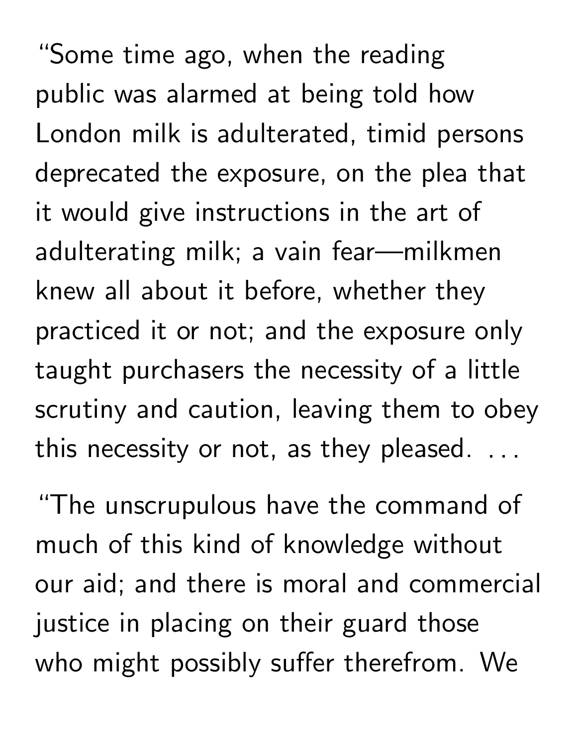"Some time ago, when the reading public was alarmed at being told how London milk is adulterated, timid persons deprecated the exposure, on the plea that it would give instructions in the art of adulterating milk; a vain fear—milkmen knew all about it before, whether they practiced it or not; and the exposure only taught purchasers the necessity of a little scrutiny and caution, leaving them to obey this necessity or not, as they pleased. . . .

"The unscrupulous have the command of much of this kind of knowledge without our aid; and there is moral and commercial justice in placing on their guard those who might possibly suffer therefrom. We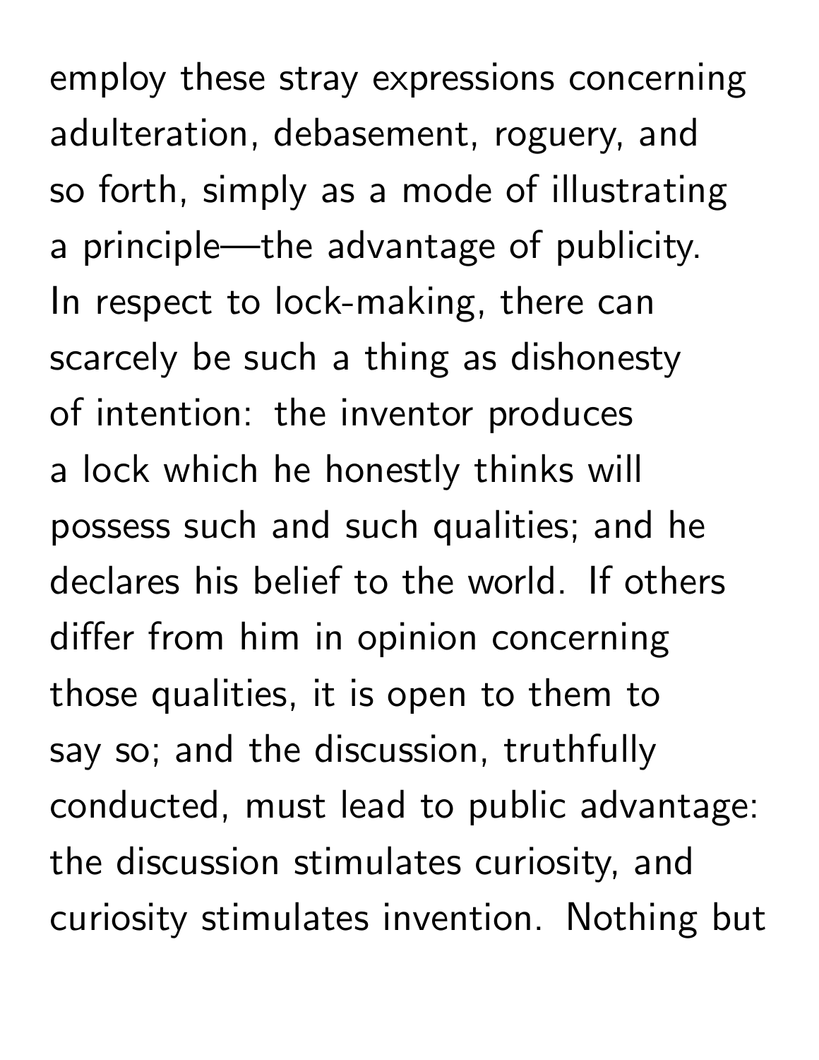employ these stray expressions concerning adulteration, debasement, roguery, and so forth, simply as a mode of illustrating a principle—the advantage of publicity. In respect to lock-making, there can scarcely be such a thing as dishonesty of intention: the inventor produces a lock which he honestly thinks will possess such and such qualities; and he declares his belief to the world. If others differ from him in opinion concerning those qualities, it is open to them to say so; and the discussion, truthfully conducted, must lead to public advantage: the discussion stimulates curiosity, and curiosity stimulates invention. Nothing but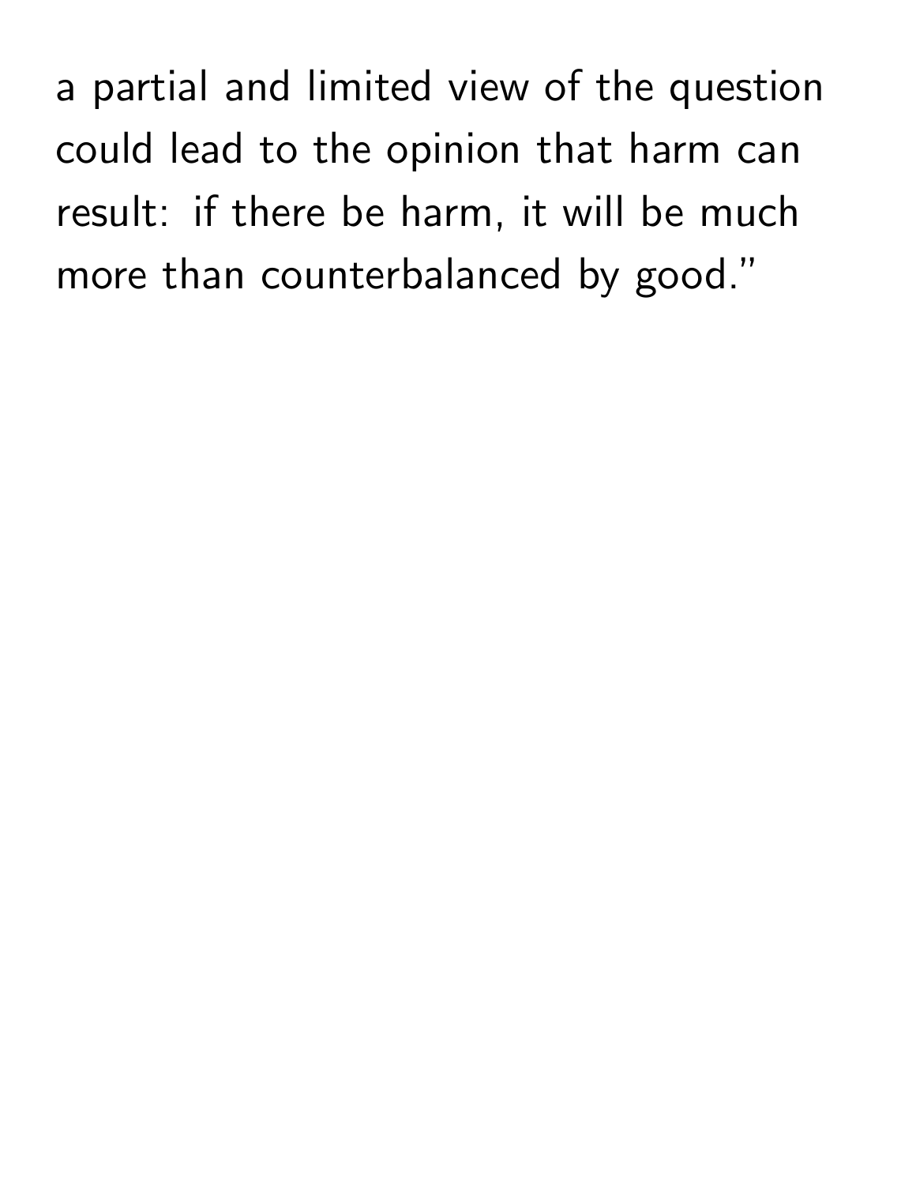a partial and limited view of the question could lead to the opinion that harm can result: if there be harm, it will be much more than counterbalanced by good."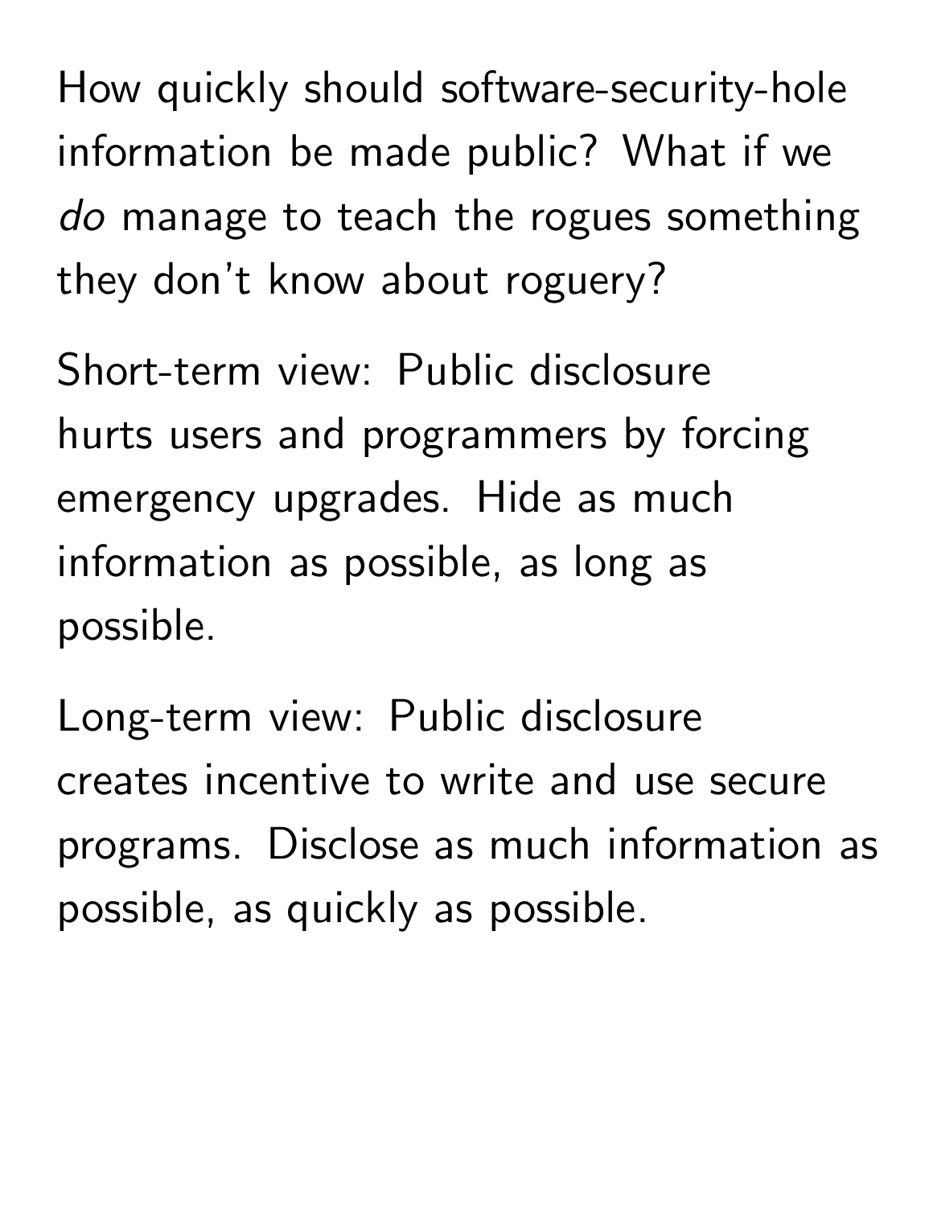How quickly should software-security-hole information be made public? What if we *do* manage to teach the rogues something they don't know about roguery?

Short-term view: Public disclosure hurts users and programmers by forcing emergency upgrades. Hide as much information as possible, as long as possible.

Long-term view: Public disclosure creates incentive to write and use secure programs. Disclose as much information as possible, as quickly as possible.